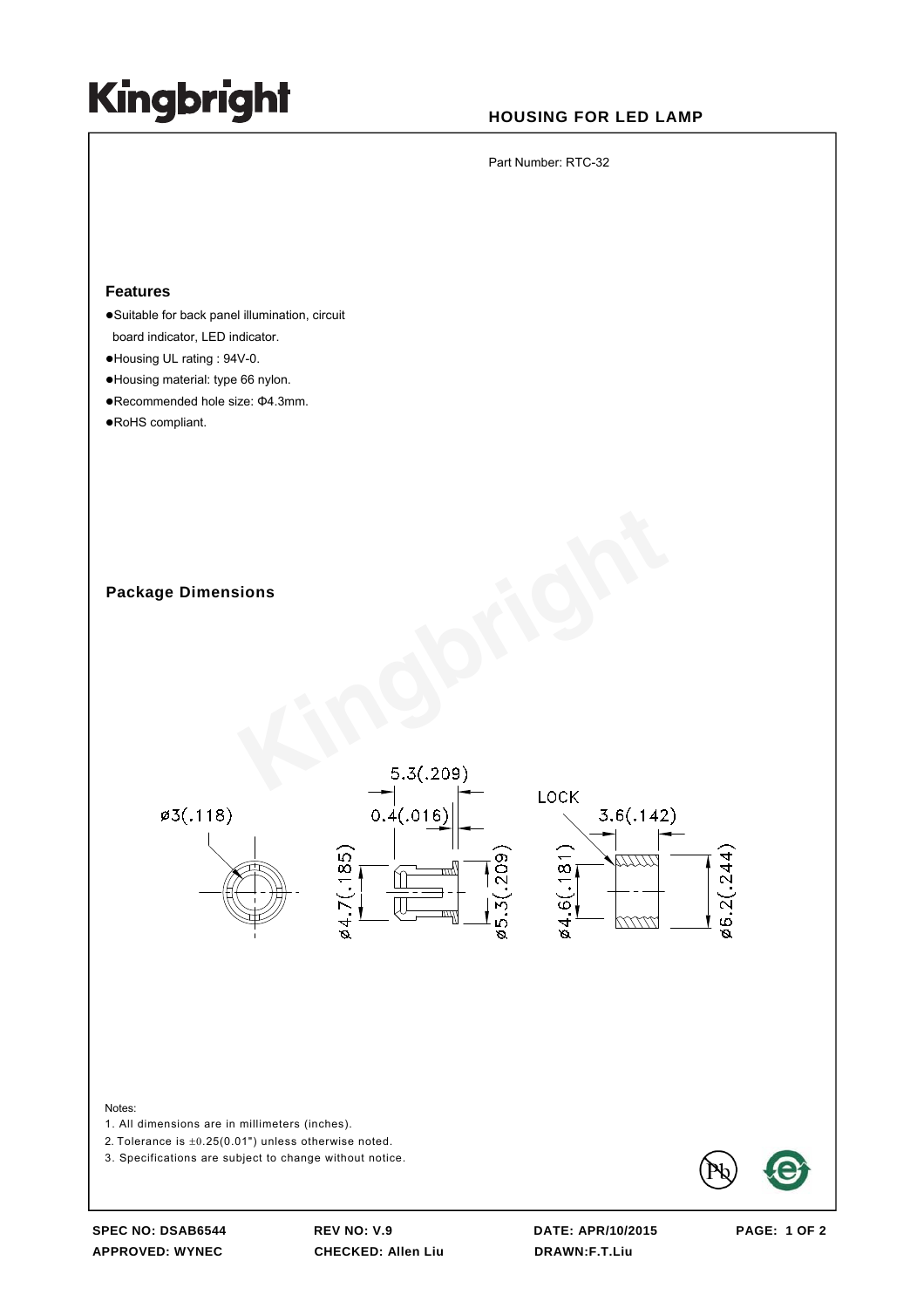# Kingbright

## HOUSING FOR LED LAMP

Part Number: RTC-32

### Features

- Suitable for back panel illumination, circuit board indicator, LED indicator.
- Housing UL rating : 94V-0.
- Housing material: type 66 nylon.
- Recommended hole size: Φ4.3mm.
- RoHS compliant.

### Package Dimensions

ø3(.118)

5.3(.209)

0.4(.016)

ø4.7(.185)

ø5.3(.209)

LOCK

3.6(.142)

ø4.6(.181)

ø6.2(.244)

Notes:

1. All dimensions are in millimeters (inches).
2. Tolerance is ±0.25(0.01") unless otherwise noted.
3. Specifications are subject to change without notice.

SPEC NO: DSAB6544 REV NO: V.9 DATE: APR/10/2015

APPROVED: WYNEC CHECKED: Allen Liu DRAWN:F.T.Liu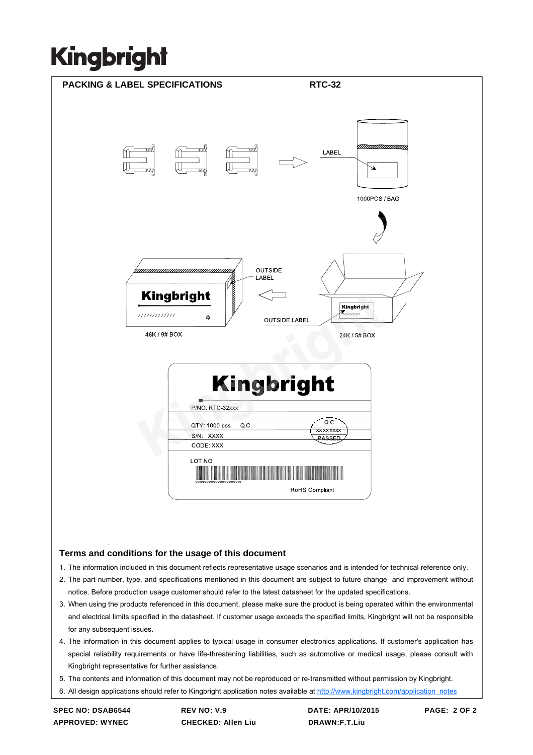# Kingbright

**PACKING & LABEL SPECIFICATIONS** **RTC-32**

LABEL

1000PCS / BAG

OUTSIDE LABEL

OUTSIDE LABEL

48K / 9# BOX

24K / 5# BOX

Kingbright

P/NO: RTC-32xxx

QTY: 1000 pcs Q.C.

S/N: XXXX

CODE: XXX

Q C

XX XX XXXX

PASSED

LOT NO:

RoHS Compliant

## Terms and conditions for the usage of this document

1. The information included in this document reflects representative usage scenarios and is intended for technical reference only.
2. The part number, type, and specifications mentioned in this document are subject to future change and improvement without notice. Before production usage customer should refer to the latest datasheet for the updated specifications.
3. When using the products referenced in this document, please make sure the product is being operated within the environmental and electrical limits specified in the datasheet. If customer usage exceeds the specified limits, Kingbright will not be responsible for any subsequent issues.
4. The information in this document applies to typical usage in consumer electronics applications. If customer's application has special reliability requirements or have life-threatening liabilities, such as automotive or medical usage, please consult with Kingbright representative for further assistance.
5. The contents and information of this document may not be reproduced or re-transmitted without permission by Kingbright.
6. All design applications should refer to Kingbright application notes available at http://www.kingbright.com/application_notes

**SPEC NO: DSAB6544** **REV NO: V.9** **DATE: APR/10/2015**
**APPROVED: WYNEC** **CHECKED: Allen Liu** **DRAWN:F.T.Liu**